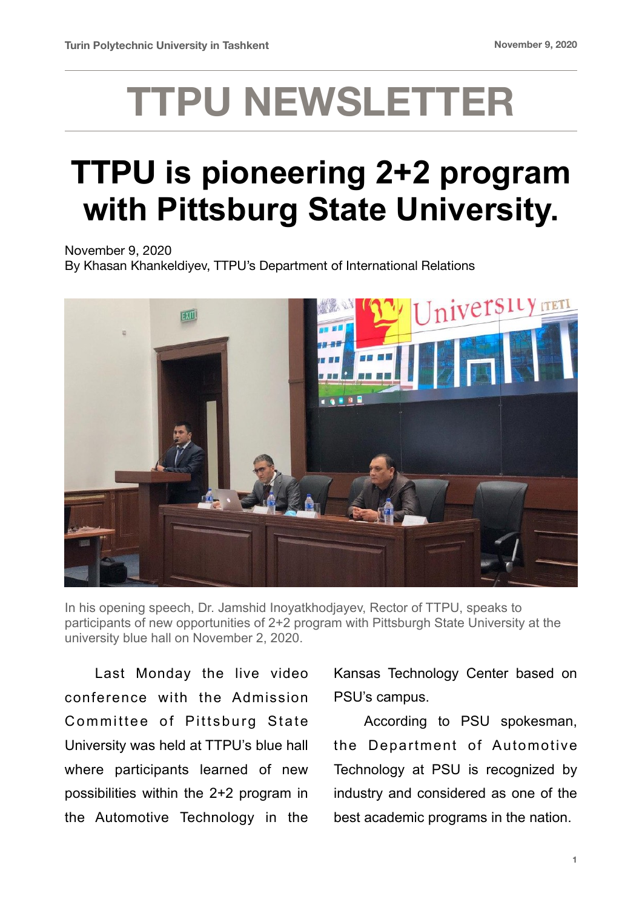# TTPU NEWSLETTER

## TTPU is pioneering 2+2 program with Pittsburg State University.

November 9, 2020
By Khasan Khankeldiyev, TTPU's Department of International Relations

In his opening speech, Dr. Jamshid Inoyatkhodjayev, Rector of TTPU, speaks to participants of new opportunities of 2+2 program with Pittsburgh State University at the university blue hall on November 2, 2020.

Last Monday the live video conference with the Admission Committee of Pittsburg State University was held at TTPU's blue hall where participants learned of new possibilities within the 2+2 program in the Automotive Technology in the Kansas Technology Center based on PSU's campus.

According to PSU spokesman, the Department of Automotive Technology at PSU is recognized by industry and considered as one of the best academic programs in the nation.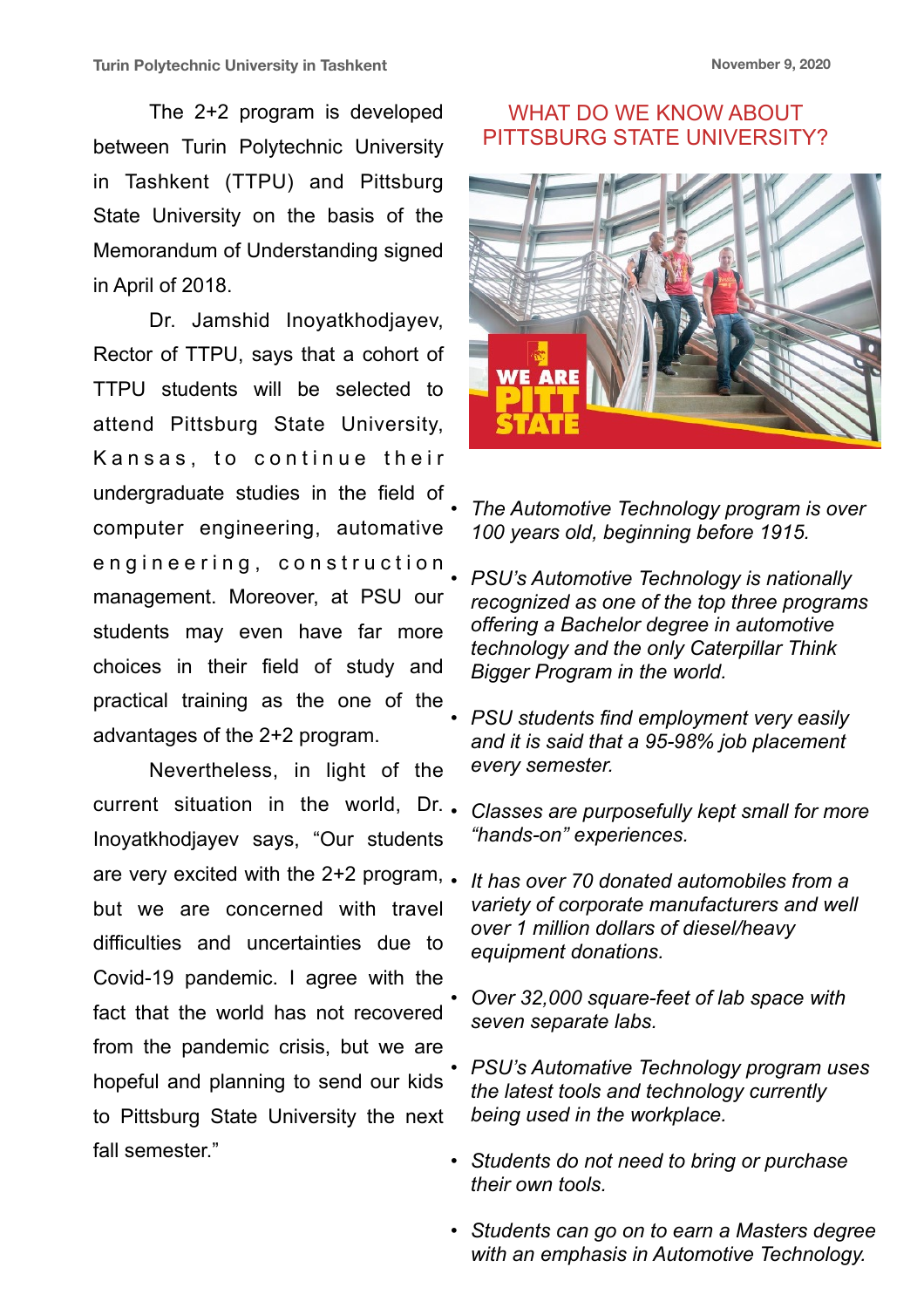The 2+2 program is developed between Turin Polytechnic University in Tashkent (TTPU) and Pittsburg State University on the basis of the Memorandum of Understanding signed in April of 2018.

Dr. Jamshid Inoyatkhodjayev, Rector of TTPU, says that a cohort of TTPU students will be selected to attend Pittsburg State University, Kansas, to continue their undergraduate studies in the field of computer engineering, automative engineering, construction management. Moreover, at PSU our students may even have far more choices in their field of study and practical training as the one of the advantages of the 2+2 program.

Nevertheless, in light of the current situation in the world, Dr. Inoyatkhodjayev says, "Our students are very excited with the 2+2 program, but we are concerned with travel difficulties and uncertainties due to Covid-19 pandemic. I agree with the fact that the world has not recovered from the pandemic crisis, but we are hopeful and planning to send our kids to Pittsburg State University the next fall semester."

## WHAT DO WE KNOW ABOUT PITTSBURG STATE UNIVERSITY?

- *The Automotive Technology program is over 100 years old, beginning before 1915.*
- *PSU's Automotive Technology is nationally recognized as one of the top three programs offering a Bachelor degree in automotive technology and the only Caterpillar Think Bigger Program in the world.*
- *PSU students find employment very easily and it is said that a 95-98% job placement every semester.*
- *Classes are purposefully kept small for more "hands-on" experiences.*
- *It has over 70 donated automobiles from a variety of corporate manufacturers and well over 1 million dollars of diesel/heavy equipment donations.*
- *Over 32,000 square-feet of lab space with seven separate labs.*
- *PSU's Automative Technology program uses the latest tools and technology currently being used in the workplace.*
- *Students do not need to bring or purchase their own tools.*
- *Students can go on to earn a Masters degree with an emphasis in Automotive Technology.*